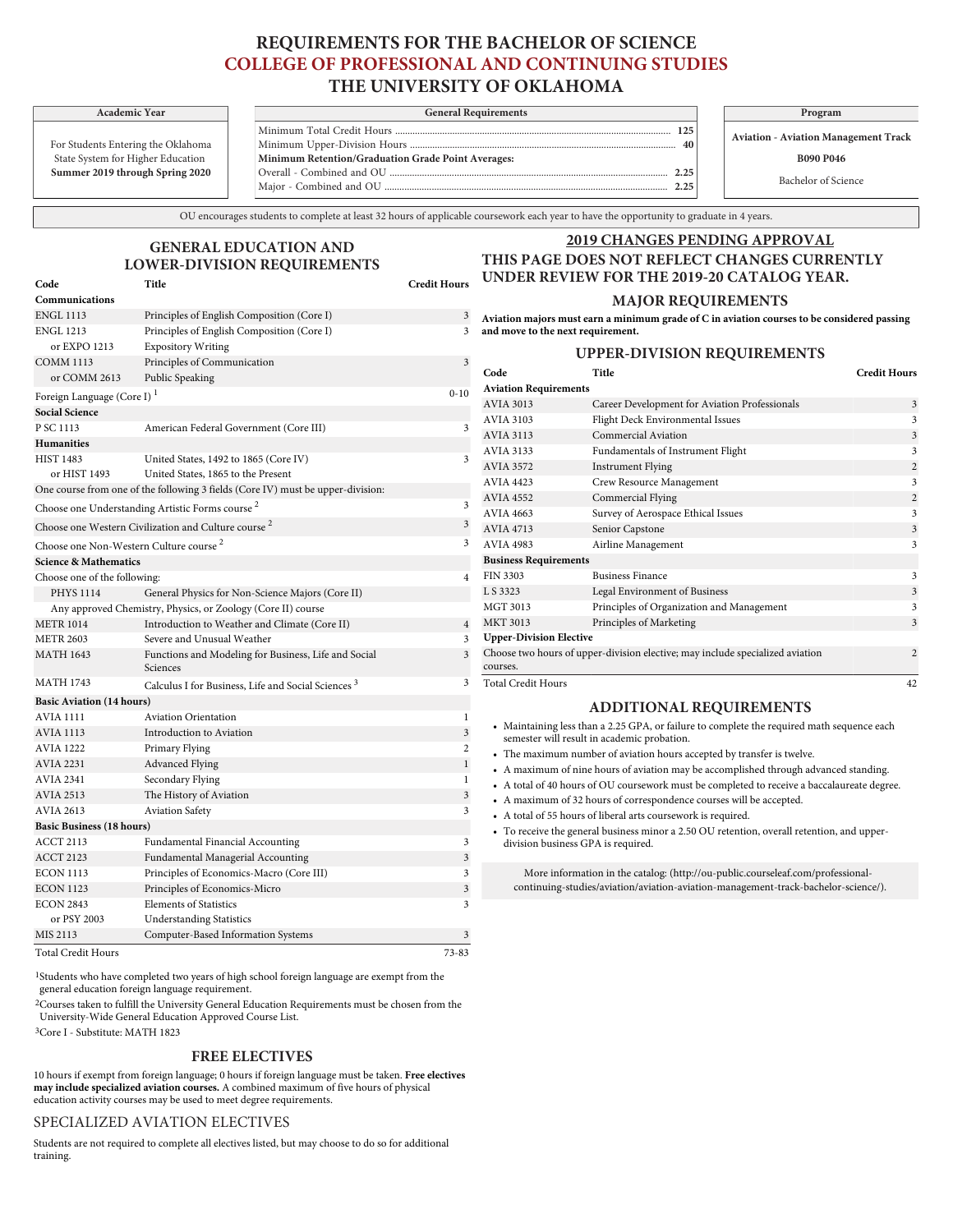# REQUIREMENTS FOR THE BACHELOR OF SCIENCE
## COLLEGE OF PROFESSIONAL AND CONTINUING STUDIES
## THE UNIVERSITY OF OKLAHOMA

| Academic Year |
|---|
| For Students Entering the Oklahoma State System for Higher Education **Summer 2019 through Spring 2020** |

| General Requirements | |
|---|---|
| Minimum Total Credit Hours | **125** |
| Minimum Upper-Division Hours | **40** |
| **Minimum Retention/Graduation Grade Point Averages:** | |
| Overall - Combined and OU | **2.25** |
| Major - Combined and OU | **2.25** |

| Program |
|---|
| **Aviation - Aviation Management Track** |
| **B090 P046** |
| Bachelor of Science |

OU encourages students to complete at least 32 hours of applicable coursework each year to have the opportunity to graduate in 4 years.

## GENERAL EDUCATION AND LOWER-DIVISION REQUIREMENTS

| Code | Title | Credit Hours |
|---|---|---|
| **Communications** | | |
| ENGL 1113 | Principles of English Composition (Core I) | 3 |
| ENGL 1213 | Principles of English Composition (Core I) | 3 |
| or EXPO 1213 | Expository Writing | |
| COMM 1113 | Principles of Communication | 3 |
| or COMM 2613 | Public Speaking | |
| Foreign Language (Core I) [1] | | 0-10 |
| **Social Science** | | |
| P SC 1113 | American Federal Government (Core III) | 3 |
| **Humanities** | | |
| HIST 1483 | United States, 1492 to 1865 (Core IV) | 3 |
| or HIST 1493 | United States, 1865 to the Present | |
| One course from one of the following 3 fields (Core IV) must be upper-division: | | |
| Choose one Understanding Artistic Forms course [2] | | 3 |
| Choose one Western Civilization and Culture course [2] | | 3 |
| Choose one Non-Western Culture course [2] | | 3 |
| **Science & Mathematics** | | |
| Choose one of the following: | | 4 |
| PHYS 1114 | General Physics for Non-Science Majors (Core II) | |
| Any approved Chemistry, Physics, or Zoology (Core II) course | | |
| METR 1014 | Introduction to Weather and Climate (Core II) | 4 |
| METR 2603 | Severe and Unusual Weather | 3 |
| MATH 1643 | Functions and Modeling for Business, Life and Social Sciences | 3 |
| MATH 1743 | Calculus I for Business, Life and Social Sciences [3] | 3 |
| **Basic Aviation (14 hours)** | | |
| AVIA 1111 | Aviation Orientation | 1 |
| AVIA 1113 | Introduction to Aviation | 3 |
| AVIA 1222 | Primary Flying | 2 |
| AVIA 2231 | Advanced Flying | 1 |
| AVIA 2341 | Secondary Flying | 1 |
| AVIA 2513 | The History of Aviation | 3 |
| AVIA 2613 | Aviation Safety | 3 |
| **Basic Business (18 hours)** | | |
| ACCT 2113 | Fundamental Financial Accounting | 3 |
| ACCT 2123 | Fundamental Managerial Accounting | 3 |
| ECON 1113 | Principles of Economics-Macro (Core III) | 3 |
| ECON 1123 | Principles of Economics-Micro | 3 |
| ECON 2843 | Elements of Statistics | 3 |
| or PSY 2003 | Understanding Statistics | |
| MIS 2113 | Computer-Based Information Systems | 3 |
| Total Credit Hours | | 73-83 |

[1]Students who have completed two years of high school foreign language are exempt from the general education foreign language requirement.

[2]Courses taken to fulfill the University General Education Requirements must be chosen from the University-Wide General Education Approved Course List.

[3]Core I - Substitute: MATH 1823

## FREE ELECTIVES

10 hours if exempt from foreign language; 0 hours if foreign language must be taken. **Free electives may include specialized aviation courses.** A combined maximum of five hours of physical education activity courses may be used to meet degree requirements.

## SPECIALIZED AVIATION ELECTIVES

Students are not required to complete all electives listed, but may choose to do so for additional training.

## 2019 CHANGES PENDING APPROVAL
## THIS PAGE DOES NOT REFLECT CHANGES CURRENTLY UNDER REVIEW FOR THE 2019-20 CATALOG YEAR.

## MAJOR REQUIREMENTS

**Aviation majors must earn a minimum grade of C in aviation courses to be considered passing and move to the next requirement.**

### UPPER-DIVISION REQUIREMENTS

| Code | Title | Credit Hours |
|---|---|---|
| **Aviation Requirements** | | |
| AVIA 3013 | Career Development for Aviation Professionals | 3 |
| AVIA 3103 | Flight Deck Environmental Issues | 3 |
| AVIA 3113 | Commercial Aviation | 3 |
| AVIA 3133 | Fundamentals of Instrument Flight | 3 |
| AVIA 3572 | Instrument Flying | 2 |
| AVIA 4423 | Crew Resource Management | 3 |
| AVIA 4552 | Commercial Flying | 2 |
| AVIA 4663 | Survey of Aerospace Ethical Issues | 3 |
| AVIA 4713 | Senior Capstone | 3 |
| AVIA 4983 | Airline Management | 3 |
| **Business Requirements** | | |
| FIN 3303 | Business Finance | 3 |
| L S 3323 | Legal Environment of Business | 3 |
| MGT 3013 | Principles of Organization and Management | 3 |
| MKT 3013 | Principles of Marketing | 3 |
| **Upper-Division Elective** | | |
| Choose two hours of upper-division elective; may include specialized aviation courses. | | 2 |
| Total Credit Hours | | 42 |

## ADDITIONAL REQUIREMENTS

- Maintaining less than a 2.25 GPA, or failure to complete the required math sequence each semester will result in academic probation.
- The maximum number of aviation hours accepted by transfer is twelve.
- A maximum of nine hours of aviation may be accomplished through advanced standing.
- A total of 40 hours of OU coursework must be completed to receive a baccalaureate degree.
- A maximum of 32 hours of correspondence courses will be accepted.
- A total of 55 hours of liberal arts coursework is required.
- To receive the general business minor a 2.50 OU retention, overall retention, and upper-division business GPA is required.

More information in the catalog: (http://ou-public.courseleaf.com/professional-continuing-studies/aviation/aviation-aviation-management-track-bachelor-science/).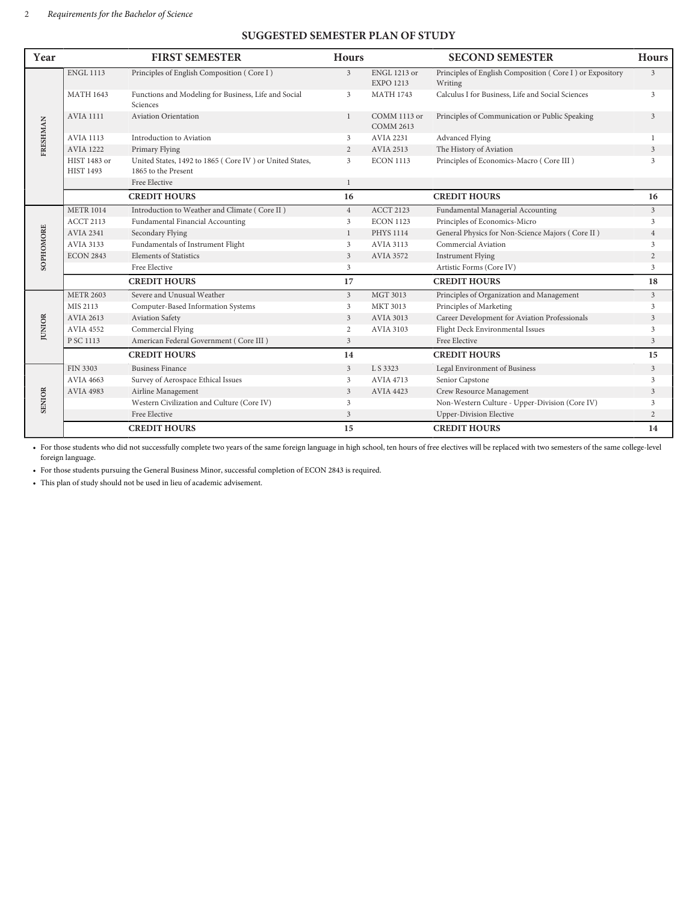## SUGGESTED SEMESTER PLAN OF STUDY

| Year | FIRST SEMESTER | | Hours | SECOND SEMESTER | | Hours |
|---|---|---|---|---|---|---|
| FRESHMAN | ENGL 1113 | Principles of English Composition ( Core I ) | 3 | ENGL 1213 or EXPO 1213 | Principles of English Composition ( Core I ) or Expository Writing | 3 |
| | MATH 1643 | Functions and Modeling for Business, Life and Social Sciences | 3 | MATH 1743 | Calculus I for Business, Life and Social Sciences | 3 |
| | AVIA 1111 | Aviation Orientation | 1 | COMM 1113 or COMM 2613 | Principles of Communication or Public Speaking | 3 |
| | AVIA 1113 | Introduction to Aviation | 3 | AVIA 2231 | Advanced Flying | 1 |
| | AVIA 1222 | Primary Flying | 2 | AVIA 2513 | The History of Aviation | 3 |
| | HIST 1483 or HIST 1493 | United States, 1492 to 1865 ( Core IV ) or United States, 1865 to the Present | 3 | ECON 1113 | Principles of Economics-Macro ( Core III ) | 3 |
| | | Free Elective | 1 | | | |
| | | **CREDIT HOURS** | **16** | | **CREDIT HOURS** | **16** |
| SOPHOMORE | METR 1014 | Introduction to Weather and Climate ( Core II ) | 4 | ACCT 2123 | Fundamental Managerial Accounting | 3 |
| | ACCT 2113 | Fundamental Financial Accounting | 3 | ECON 1123 | Principles of Economics-Micro | 3 |
| | AVIA 2341 | Secondary Flying | 1 | PHYS 1114 | General Physics for Non-Science Majors ( Core II ) | 4 |
| | AVIA 3133 | Fundamentals of Instrument Flight | 3 | AVIA 3113 | Commercial Aviation | 3 |
| | ECON 2843 | Elements of Statistics | 3 | AVIA 3572 | Instrument Flying | 2 |
| | | Free Elective | 3 | | Artistic Forms (Core IV) | 3 |
| | | **CREDIT HOURS** | **17** | | **CREDIT HOURS** | **18** |
| JUNIOR | METR 2603 | Severe and Unusual Weather | 3 | MGT 3013 | Principles of Organization and Management | 3 |
| | MIS 2113 | Computer-Based Information Systems | 3 | MKT 3013 | Principles of Marketing | 3 |
| | AVIA 2613 | Aviation Safety | 3 | AVIA 3013 | Career Development for Aviation Professionals | 3 |
| | AVIA 4552 | Commercial Flying | 2 | AVIA 3103 | Flight Deck Environmental Issues | 3 |
| | P SC 1113 | American Federal Government ( Core III ) | 3 | | Free Elective | 3 |
| | | **CREDIT HOURS** | **14** | | **CREDIT HOURS** | **15** |
| SENIOR | FIN 3303 | Business Finance | 3 | L S 3323 | Legal Environment of Business | 3 |
| | AVIA 4663 | Survey of Aerospace Ethical Issues | 3 | AVIA 4713 | Senior Capstone | 3 |
| | AVIA 4983 | Airline Management | 3 | AVIA 4423 | Crew Resource Management | 3 |
| | | Western Civilization and Culture (Core IV) | 3 | | Non-Western Culture - Upper-Division (Core IV) | 3 |
| | | Free Elective | 3 | | Upper-Division Elective | 2 |
| | | **CREDIT HOURS** | **15** | | **CREDIT HOURS** | **14** |

- For those students who did not successfully complete two years of the same foreign language in high school, ten hours of free electives will be replaced with two semesters of the same college-level foreign language.
- For those students pursuing the General Business Minor, successful completion of ECON 2843 is required.
- This plan of study should not be used in lieu of academic advisement.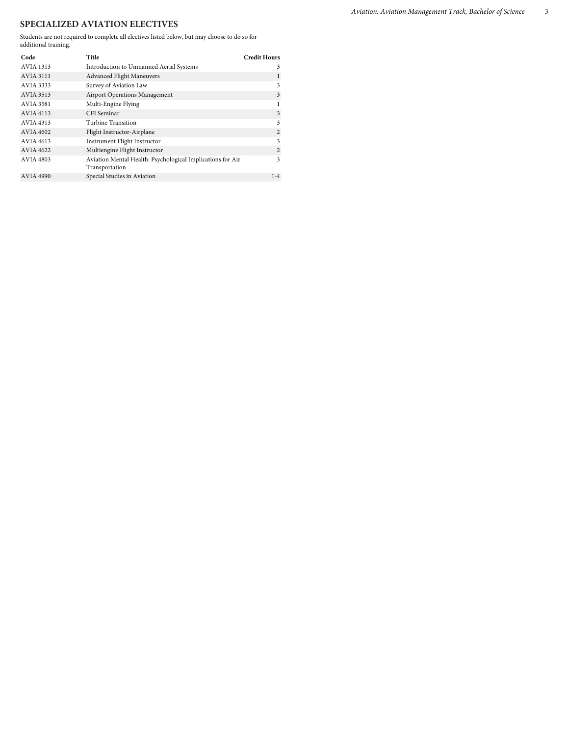## SPECIALIZED AVIATION ELECTIVES

Students are not required to complete all electives listed below, but may choose to do so for additional training.

| Code | Title | Credit Hours |
|---|---|---|
| AVIA 1313 | Introduction to Unmanned Aerial Systems | 3 |
| AVIA 3111 | Advanced Flight Maneuvers | 1 |
| AVIA 3333 | Survey of Aviation Law | 3 |
| AVIA 3513 | Airport Operations Management | 3 |
| AVIA 3581 | Multi-Engine Flying | 1 |
| AVIA 4113 | CFI Seminar | 3 |
| AVIA 4313 | Turbine Transition | 3 |
| AVIA 4602 | Flight Instructor-Airplane | 2 |
| AVIA 4613 | Instrument Flight Instructor | 3 |
| AVIA 4622 | Multiengine Flight Instructor | 2 |
| AVIA 4803 | Aviation Mental Health: Psychological Implications for Air Transportation | 3 |
| AVIA 4990 | Special Studies in Aviation | 1-4 |